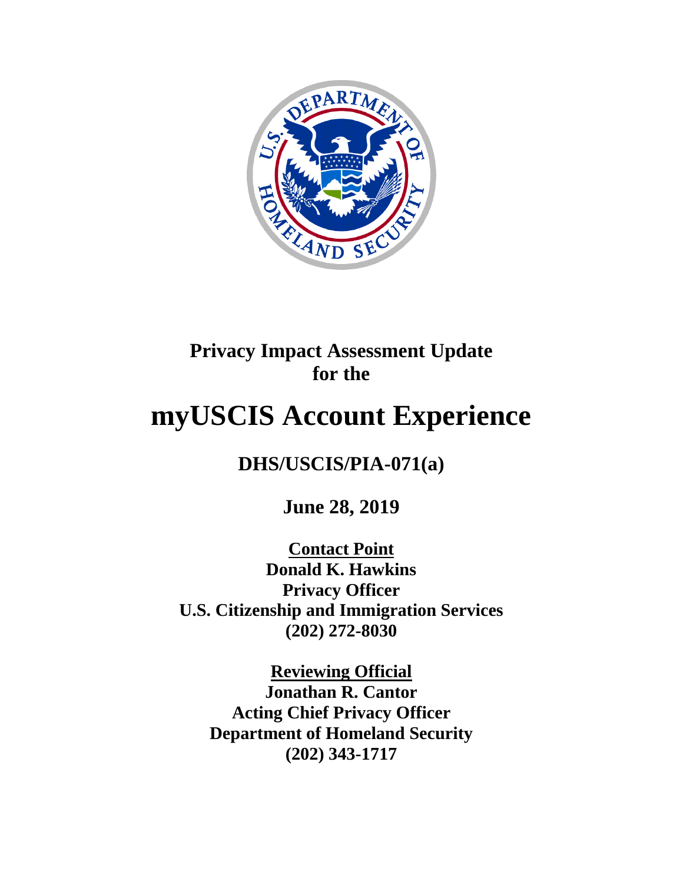**Privacy Impact Assessment Update for the**

# myUSCIS Account Experience

## DHS/USCIS/PIA-071(a)

**June 28, 2019**

**Contact Point**
**Donald K. Hawkins**
**Privacy Officer**
**U.S. Citizenship and Immigration Services**
**(202) 272-8030**

**Reviewing Official**
**Jonathan R. Cantor**
**Acting Chief Privacy Officer**
**Department of Homeland Security**
**(202) 343-1717**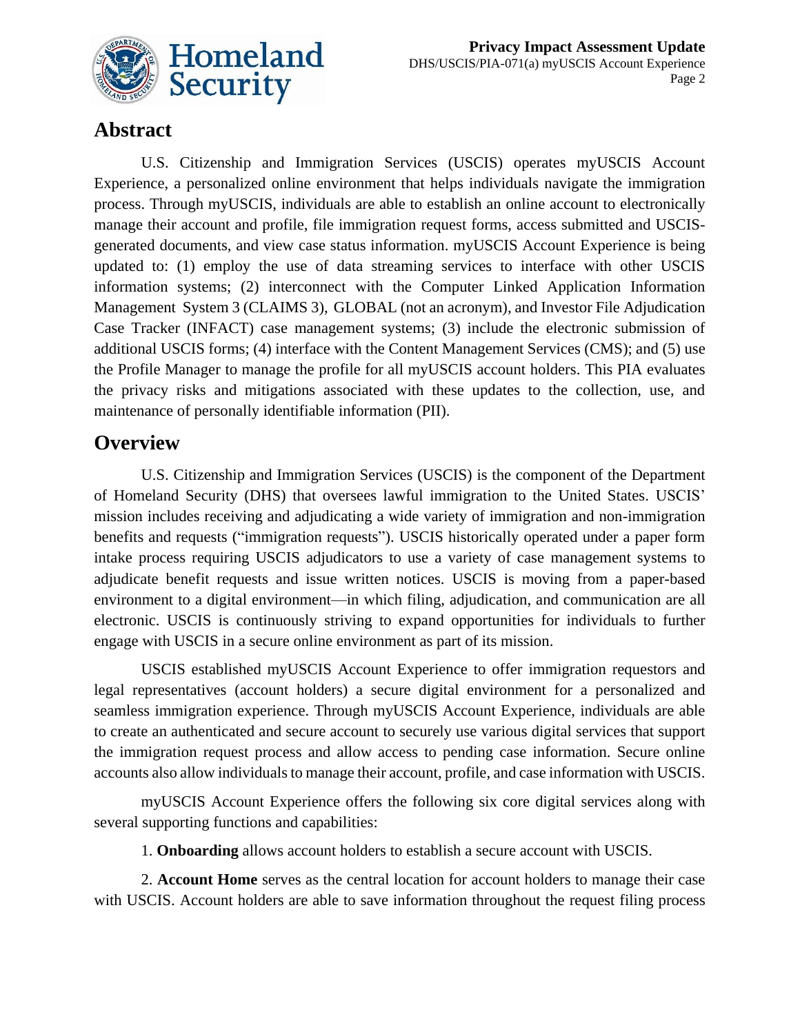## Abstract

U.S. Citizenship and Immigration Services (USCIS) operates myUSCIS Account Experience, a personalized online environment that helps individuals navigate the immigration process. Through myUSCIS, individuals are able to establish an online account to electronically manage their account and profile, file immigration request forms, access submitted and USCIS-generated documents, and view case status information. myUSCIS Account Experience is being updated to: (1) employ the use of data streaming services to interface with other USCIS information systems; (2) interconnect with the Computer Linked Application Information Management System 3 (CLAIMS 3), GLOBAL (not an acronym), and Investor File Adjudication Case Tracker (INFACT) case management systems; (3) include the electronic submission of additional USCIS forms; (4) interface with the Content Management Services (CMS); and (5) use the Profile Manager to manage the profile for all myUSCIS account holders. This PIA evaluates the privacy risks and mitigations associated with these updates to the collection, use, and maintenance of personally identifiable information (PII).

## Overview

U.S. Citizenship and Immigration Services (USCIS) is the component of the Department of Homeland Security (DHS) that oversees lawful immigration to the United States. USCIS' mission includes receiving and adjudicating a wide variety of immigration and non-immigration benefits and requests ("immigration requests"). USCIS historically operated under a paper form intake process requiring USCIS adjudicators to use a variety of case management systems to adjudicate benefit requests and issue written notices. USCIS is moving from a paper-based environment to a digital environment—in which filing, adjudication, and communication are all electronic. USCIS is continuously striving to expand opportunities for individuals to further engage with USCIS in a secure online environment as part of its mission.

USCIS established myUSCIS Account Experience to offer immigration requestors and legal representatives (account holders) a secure digital environment for a personalized and seamless immigration experience. Through myUSCIS Account Experience, individuals are able to create an authenticated and secure account to securely use various digital services that support the immigration request process and allow access to pending case information. Secure online accounts also allow individuals to manage their account, profile, and case information with USCIS.

myUSCIS Account Experience offers the following six core digital services along with several supporting functions and capabilities:

1. **Onboarding** allows account holders to establish a secure account with USCIS.

2. **Account Home** serves as the central location for account holders to manage their case with USCIS. Account holders are able to save information throughout the request filing process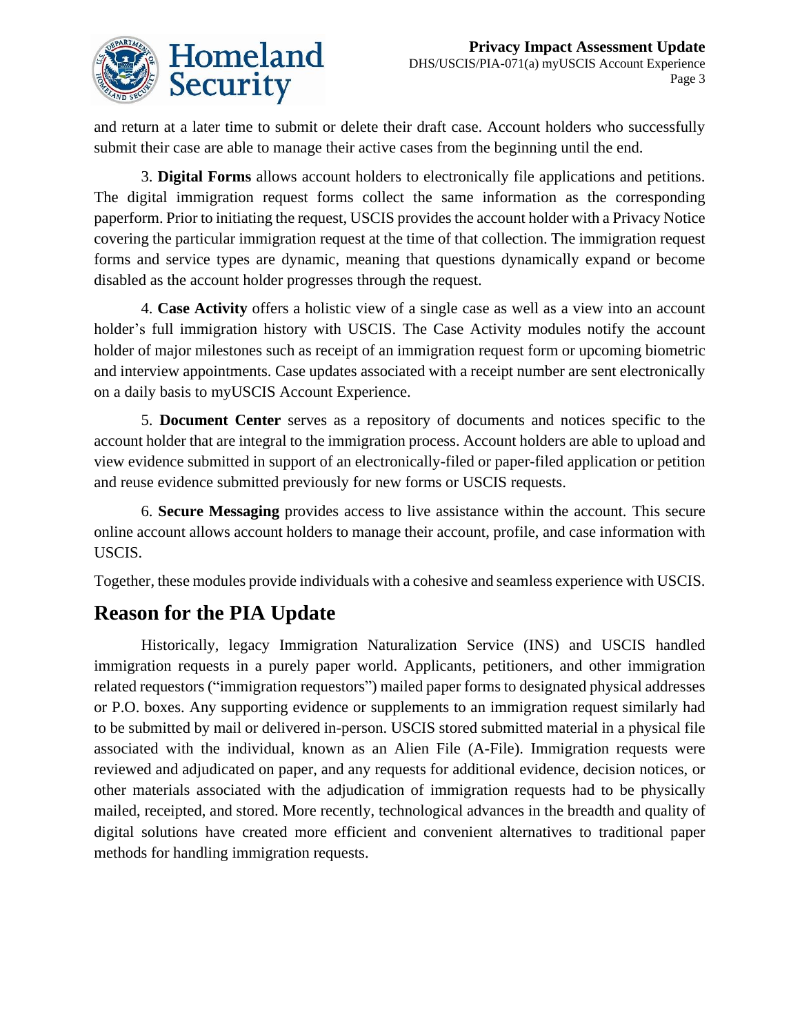and return at a later time to submit or delete their draft case. Account holders who successfully submit their case are able to manage their active cases from the beginning until the end.

3. **Digital Forms** allows account holders to electronically file applications and petitions. The digital immigration request forms collect the same information as the corresponding paperform. Prior to initiating the request, USCIS provides the account holder with a Privacy Notice covering the particular immigration request at the time of that collection. The immigration request forms and service types are dynamic, meaning that questions dynamically expand or become disabled as the account holder progresses through the request.

4. **Case Activity** offers a holistic view of a single case as well as a view into an account holder's full immigration history with USCIS. The Case Activity modules notify the account holder of major milestones such as receipt of an immigration request form or upcoming biometric and interview appointments. Case updates associated with a receipt number are sent electronically on a daily basis to myUSCIS Account Experience.

5. **Document Center** serves as a repository of documents and notices specific to the account holder that are integral to the immigration process. Account holders are able to upload and view evidence submitted in support of an electronically-filed or paper-filed application or petition and reuse evidence submitted previously for new forms or USCIS requests.

6. **Secure Messaging** provides access to live assistance within the account. This secure online account allows account holders to manage their account, profile, and case information with USCIS.

Together, these modules provide individuals with a cohesive and seamless experience with USCIS.

## Reason for the PIA Update

Historically, legacy Immigration Naturalization Service (INS) and USCIS handled immigration requests in a purely paper world. Applicants, petitioners, and other immigration related requestors ("immigration requestors") mailed paper forms to designated physical addresses or P.O. boxes. Any supporting evidence or supplements to an immigration request similarly had to be submitted by mail or delivered in-person. USCIS stored submitted material in a physical file associated with the individual, known as an Alien File (A-File). Immigration requests were reviewed and adjudicated on paper, and any requests for additional evidence, decision notices, or other materials associated with the adjudication of immigration requests had to be physically mailed, receipted, and stored. More recently, technological advances in the breadth and quality of digital solutions have created more efficient and convenient alternatives to traditional paper methods for handling immigration requests.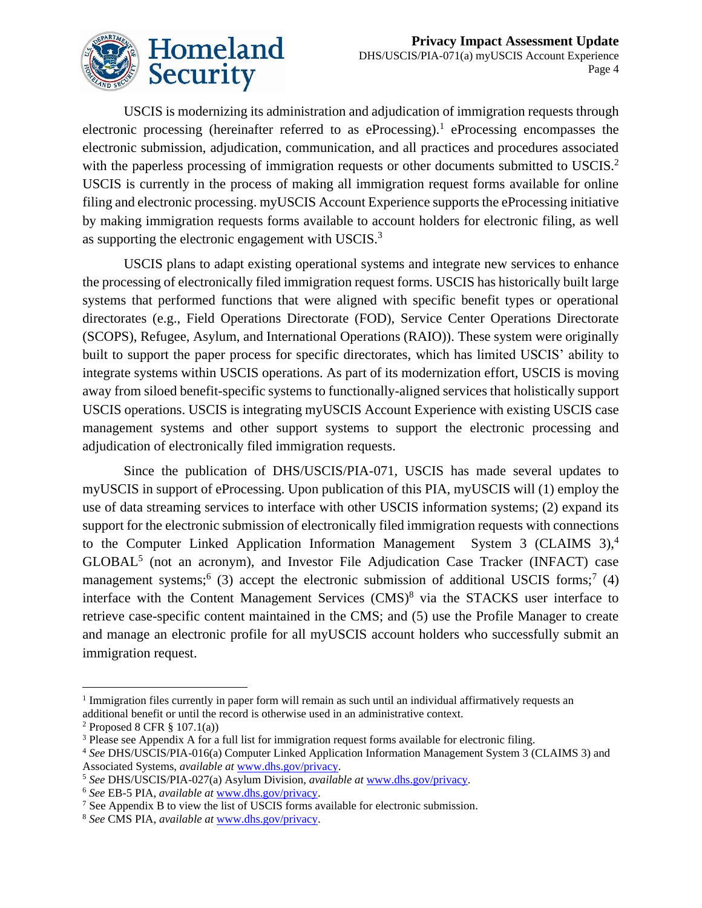USCIS is modernizing its administration and adjudication of immigration requests through electronic processing (hereinafter referred to as eProcessing).[1] eProcessing encompasses the electronic submission, adjudication, communication, and all practices and procedures associated with the paperless processing of immigration requests or other documents submitted to USCIS.[2] USCIS is currently in the process of making all immigration request forms available for online filing and electronic processing. myUSCIS Account Experience supports the eProcessing initiative by making immigration requests forms available to account holders for electronic filing, as well as supporting the electronic engagement with USCIS.[3]

USCIS plans to adapt existing operational systems and integrate new services to enhance the processing of electronically filed immigration request forms. USCIS has historically built large systems that performed functions that were aligned with specific benefit types or operational directorates (e.g., Field Operations Directorate (FOD), Service Center Operations Directorate (SCOPS), Refugee, Asylum, and International Operations (RAIO)). These system were originally built to support the paper process for specific directorates, which has limited USCIS' ability to integrate systems within USCIS operations. As part of its modernization effort, USCIS is moving away from siloed benefit-specific systems to functionally-aligned services that holistically support USCIS operations. USCIS is integrating myUSCIS Account Experience with existing USCIS case management systems and other support systems to support the electronic processing and adjudication of electronically filed immigration requests.

Since the publication of DHS/USCIS/PIA-071, USCIS has made several updates to myUSCIS in support of eProcessing. Upon publication of this PIA, myUSCIS will (1) employ the use of data streaming services to interface with other USCIS information systems; (2) expand its support for the electronic submission of electronically filed immigration requests with connections to the Computer Linked Application Information Management System 3 (CLAIMS 3),[4] GLOBAL[5] (not an acronym), and Investor File Adjudication Case Tracker (INFACT) case management systems;[6] (3) accept the electronic submission of additional USCIS forms;[7] (4) interface with the Content Management Services (CMS)[8] via the STACKS user interface to retrieve case-specific content maintained in the CMS; and (5) use the Profile Manager to create and manage an electronic profile for all myUSCIS account holders who successfully submit an immigration request.

---

[1] Immigration files currently in paper form will remain as such until an individual affirmatively requests an additional benefit or until the record is otherwise used in an administrative context.

[2] Proposed 8 CFR § 107.1(a))

[3] Please see Appendix A for a full list for immigration request forms available for electronic filing.

[4] *See* DHS/USCIS/PIA-016(a) Computer Linked Application Information Management System 3 (CLAIMS 3) and Associated Systems, *available at* www.dhs.gov/privacy.

[5] *See* DHS/USCIS/PIA-027(a) Asylum Division, *available at* www.dhs.gov/privacy.

[6] *See* EB-5 PIA, *available at* www.dhs.gov/privacy.

[7] See Appendix B to view the list of USCIS forms available for electronic submission.

[8] *See* CMS PIA, *available at* www.dhs.gov/privacy.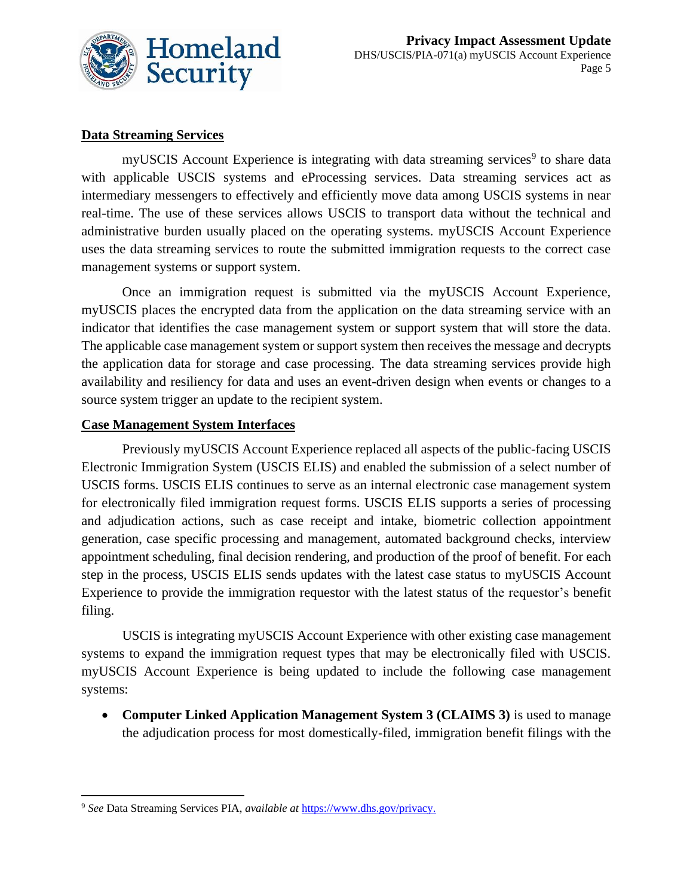**Data Streaming Services**

myUSCIS Account Experience is integrating with data streaming services[9] to share data with applicable USCIS systems and eProcessing services. Data streaming services act as intermediary messengers to effectively and efficiently move data among USCIS systems in near real-time. The use of these services allows USCIS to transport data without the technical and administrative burden usually placed on the operating systems. myUSCIS Account Experience uses the data streaming services to route the submitted immigration requests to the correct case management systems or support system.

Once an immigration request is submitted via the myUSCIS Account Experience, myUSCIS places the encrypted data from the application on the data streaming service with an indicator that identifies the case management system or support system that will store the data. The applicable case management system or support system then receives the message and decrypts the application data for storage and case processing. The data streaming services provide high availability and resiliency for data and uses an event-driven design when events or changes to a source system trigger an update to the recipient system.

**Case Management System Interfaces**

Previously myUSCIS Account Experience replaced all aspects of the public-facing USCIS Electronic Immigration System (USCIS ELIS) and enabled the submission of a select number of USCIS forms. USCIS ELIS continues to serve as an internal electronic case management system for electronically filed immigration request forms. USCIS ELIS supports a series of processing and adjudication actions, such as case receipt and intake, biometric collection appointment generation, case specific processing and management, automated background checks, interview appointment scheduling, final decision rendering, and production of the proof of benefit. For each step in the process, USCIS ELIS sends updates with the latest case status to myUSCIS Account Experience to provide the immigration requestor with the latest status of the requestor's benefit filing.

USCIS is integrating myUSCIS Account Experience with other existing case management systems to expand the immigration request types that may be electronically filed with USCIS. myUSCIS Account Experience is being updated to include the following case management systems:

- **Computer Linked Application Management System 3 (CLAIMS 3)** is used to manage the adjudication process for most domestically-filed, immigration benefit filings with the

---

[9] *See* Data Streaming Services PIA, *available at* https://www.dhs.gov/privacy.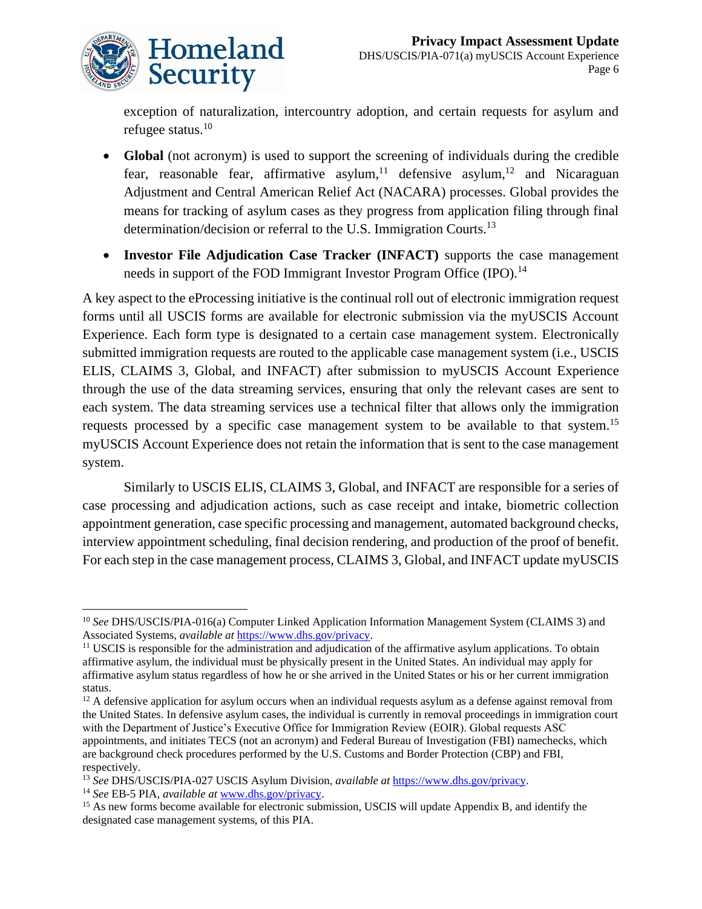exception of naturalization, intercountry adoption, and certain requests for asylum and refugee status.[10]

- **Global** (not acronym) is used to support the screening of individuals during the credible fear, reasonable fear, affirmative asylum,[11] defensive asylum,[12] and Nicaraguan Adjustment and Central American Relief Act (NACARA) processes. Global provides the means for tracking of asylum cases as they progress from application filing through final determination/decision or referral to the U.S. Immigration Courts.[13]
- **Investor File Adjudication Case Tracker (INFACT)** supports the case management needs in support of the FOD Immigrant Investor Program Office (IPO).[14]

A key aspect to the eProcessing initiative is the continual roll out of electronic immigration request forms until all USCIS forms are available for electronic submission via the myUSCIS Account Experience. Each form type is designated to a certain case management system. Electronically submitted immigration requests are routed to the applicable case management system (i.e., USCIS ELIS, CLAIMS 3, Global, and INFACT) after submission to myUSCIS Account Experience through the use of the data streaming services, ensuring that only the relevant cases are sent to each system. The data streaming services use a technical filter that allows only the immigration requests processed by a specific case management system to be available to that system.[15] myUSCIS Account Experience does not retain the information that is sent to the case management system.

Similarly to USCIS ELIS, CLAIMS 3, Global, and INFACT are responsible for a series of case processing and adjudication actions, such as case receipt and intake, biometric collection appointment generation, case specific processing and management, automated background checks, interview appointment scheduling, final decision rendering, and production of the proof of benefit. For each step in the case management process, CLAIMS 3, Global, and INFACT update myUSCIS

---

[10] *See* DHS/USCIS/PIA-016(a) Computer Linked Application Information Management System (CLAIMS 3) and Associated Systems, *available at* https://www.dhs.gov/privacy.

[11] USCIS is responsible for the administration and adjudication of the affirmative asylum applications. To obtain affirmative asylum, the individual must be physically present in the United States. An individual may apply for affirmative asylum status regardless of how he or she arrived in the United States or his or her current immigration status.

[12] A defensive application for asylum occurs when an individual requests asylum as a defense against removal from the United States. In defensive asylum cases, the individual is currently in removal proceedings in immigration court with the Department of Justice's Executive Office for Immigration Review (EOIR). Global requests ASC appointments, and initiates TECS (not an acronym) and Federal Bureau of Investigation (FBI) namechecks, which are background check procedures performed by the U.S. Customs and Border Protection (CBP) and FBI, respectively.

[13] *See* DHS/USCIS/PIA-027 USCIS Asylum Division, *available at* https://www.dhs.gov/privacy.

[14] *See* EB-5 PIA, *available at* www.dhs.gov/privacy.

[15] As new forms become available for electronic submission, USCIS will update Appendix B, and identify the designated case management systems, of this PIA.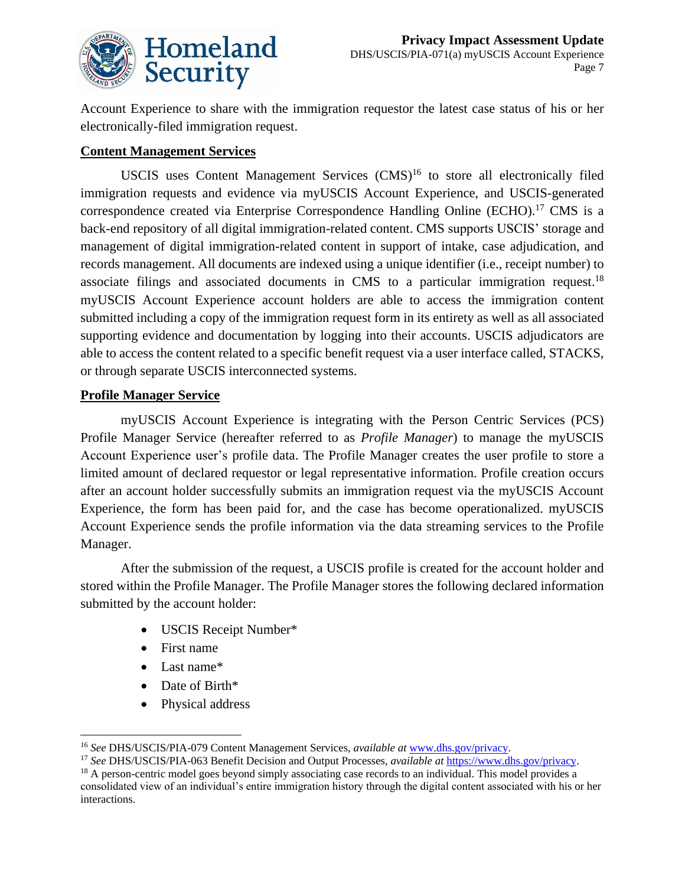Account Experience to share with the immigration requestor the latest case status of his or her electronically-filed immigration request.

**Content Management Services**

USCIS uses Content Management Services (CMS)[16] to store all electronically filed immigration requests and evidence via myUSCIS Account Experience, and USCIS-generated correspondence created via Enterprise Correspondence Handling Online (ECHO).[17] CMS is a back-end repository of all digital immigration-related content. CMS supports USCIS' storage and management of digital immigration-related content in support of intake, case adjudication, and records management. All documents are indexed using a unique identifier (i.e., receipt number) to associate filings and associated documents in CMS to a particular immigration request.[18] myUSCIS Account Experience account holders are able to access the immigration content submitted including a copy of the immigration request form in its entirety as well as all associated supporting evidence and documentation by logging into their accounts. USCIS adjudicators are able to access the content related to a specific benefit request via a user interface called, STACKS, or through separate USCIS interconnected systems.

**Profile Manager Service**

myUSCIS Account Experience is integrating with the Person Centric Services (PCS) Profile Manager Service (hereafter referred to as *Profile Manager*) to manage the myUSCIS Account Experience user's profile data. The Profile Manager creates the user profile to store a limited amount of declared requestor or legal representative information. Profile creation occurs after an account holder successfully submits an immigration request via the myUSCIS Account Experience, the form has been paid for, and the case has become operationalized. myUSCIS Account Experience sends the profile information via the data streaming services to the Profile Manager.

After the submission of the request, a USCIS profile is created for the account holder and stored within the Profile Manager. The Profile Manager stores the following declared information submitted by the account holder:

- USCIS Receipt Number*
- First name
- Last name*
- Date of Birth*
- Physical address

---

[16] *See* DHS/USCIS/PIA-079 Content Management Services, *available at* www.dhs.gov/privacy.

[17] *See* DHS/USCIS/PIA-063 Benefit Decision and Output Processes, *available at* https://www.dhs.gov/privacy.

[18] A person-centric model goes beyond simply associating case records to an individual. This model provides a consolidated view of an individual's entire immigration history through the digital content associated with his or her interactions.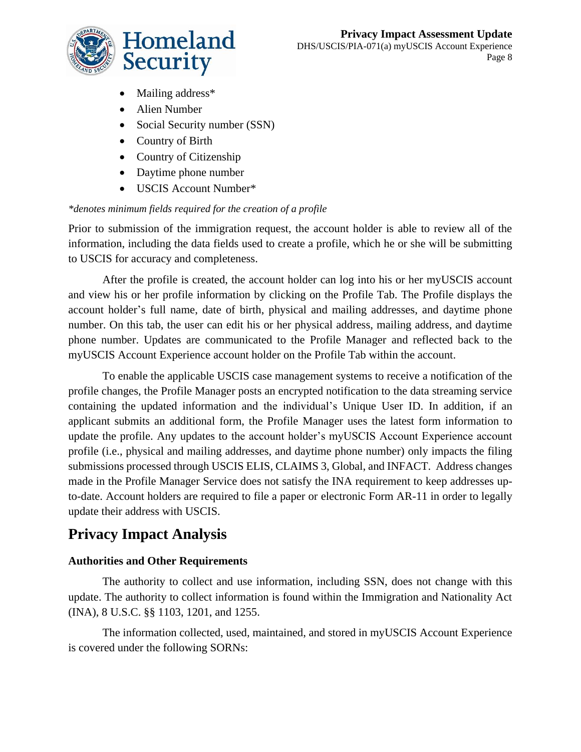- Mailing address*
- Alien Number
- Social Security number (SSN)
- Country of Birth
- Country of Citizenship
- Daytime phone number
- USCIS Account Number*

*\*denotes minimum fields required for the creation of a profile*

Prior to submission of the immigration request, the account holder is able to review all of the information, including the data fields used to create a profile, which he or she will be submitting to USCIS for accuracy and completeness.

After the profile is created, the account holder can log into his or her myUSCIS account and view his or her profile information by clicking on the Profile Tab. The Profile displays the account holder's full name, date of birth, physical and mailing addresses, and daytime phone number. On this tab, the user can edit his or her physical address, mailing address, and daytime phone number. Updates are communicated to the Profile Manager and reflected back to the myUSCIS Account Experience account holder on the Profile Tab within the account.

To enable the applicable USCIS case management systems to receive a notification of the profile changes, the Profile Manager posts an encrypted notification to the data streaming service containing the updated information and the individual's Unique User ID. In addition, if an applicant submits an additional form, the Profile Manager uses the latest form information to update the profile. Any updates to the account holder's myUSCIS Account Experience account profile (i.e., physical and mailing addresses, and daytime phone number) only impacts the filing submissions processed through USCIS ELIS, CLAIMS 3, Global, and INFACT. Address changes made in the Profile Manager Service does not satisfy the INA requirement to keep addresses up-to-date. Account holders are required to file a paper or electronic Form AR-11 in order to legally update their address with USCIS.

## Privacy Impact Analysis

### Authorities and Other Requirements

The authority to collect and use information, including SSN, does not change with this update. The authority to collect information is found within the Immigration and Nationality Act (INA), 8 U.S.C. §§ 1103, 1201, and 1255.

The information collected, used, maintained, and stored in myUSCIS Account Experience is covered under the following SORNs: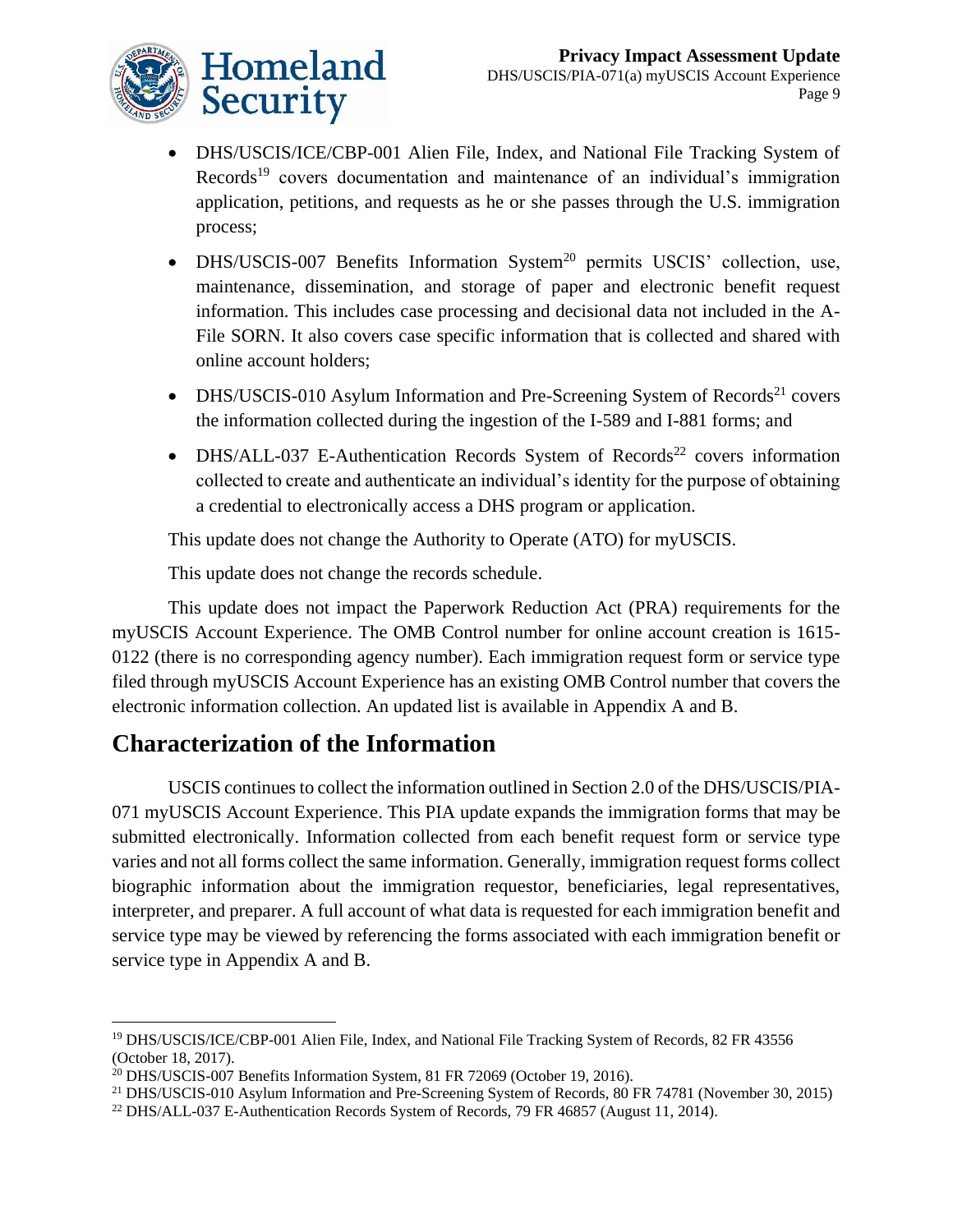- DHS/USCIS/ICE/CBP-001 Alien File, Index, and National File Tracking System of Records[19] covers documentation and maintenance of an individual's immigration application, petitions, and requests as he or she passes through the U.S. immigration process;
- DHS/USCIS-007 Benefits Information System[20] permits USCIS' collection, use, maintenance, dissemination, and storage of paper and electronic benefit request information. This includes case processing and decisional data not included in the A-File SORN. It also covers case specific information that is collected and shared with online account holders;
- DHS/USCIS-010 Asylum Information and Pre-Screening System of Records[21] covers the information collected during the ingestion of the I-589 and I-881 forms; and
- DHS/ALL-037 E-Authentication Records System of Records[22] covers information collected to create and authenticate an individual's identity for the purpose of obtaining a credential to electronically access a DHS program or application.

This update does not change the Authority to Operate (ATO) for myUSCIS.

This update does not change the records schedule.

This update does not impact the Paperwork Reduction Act (PRA) requirements for the myUSCIS Account Experience. The OMB Control number for online account creation is 1615-0122 (there is no corresponding agency number). Each immigration request form or service type filed through myUSCIS Account Experience has an existing OMB Control number that covers the electronic information collection. An updated list is available in Appendix A and B.

## Characterization of the Information

USCIS continues to collect the information outlined in Section 2.0 of the DHS/USCIS/PIA-071 myUSCIS Account Experience. This PIA update expands the immigration forms that may be submitted electronically. Information collected from each benefit request form or service type varies and not all forms collect the same information. Generally, immigration request forms collect biographic information about the immigration requestor, beneficiaries, legal representatives, interpreter, and preparer. A full account of what data is requested for each immigration benefit and service type may be viewed by referencing the forms associated with each immigration benefit or service type in Appendix A and B.

---

[19] DHS/USCIS/ICE/CBP-001 Alien File, Index, and National File Tracking System of Records, 82 FR 43556 (October 18, 2017).

[20] DHS/USCIS-007 Benefits Information System, 81 FR 72069 (October 19, 2016).

[21] DHS/USCIS-010 Asylum Information and Pre-Screening System of Records, 80 FR 74781 (November 30, 2015)

[22] DHS/ALL-037 E-Authentication Records System of Records, 79 FR 46857 (August 11, 2014).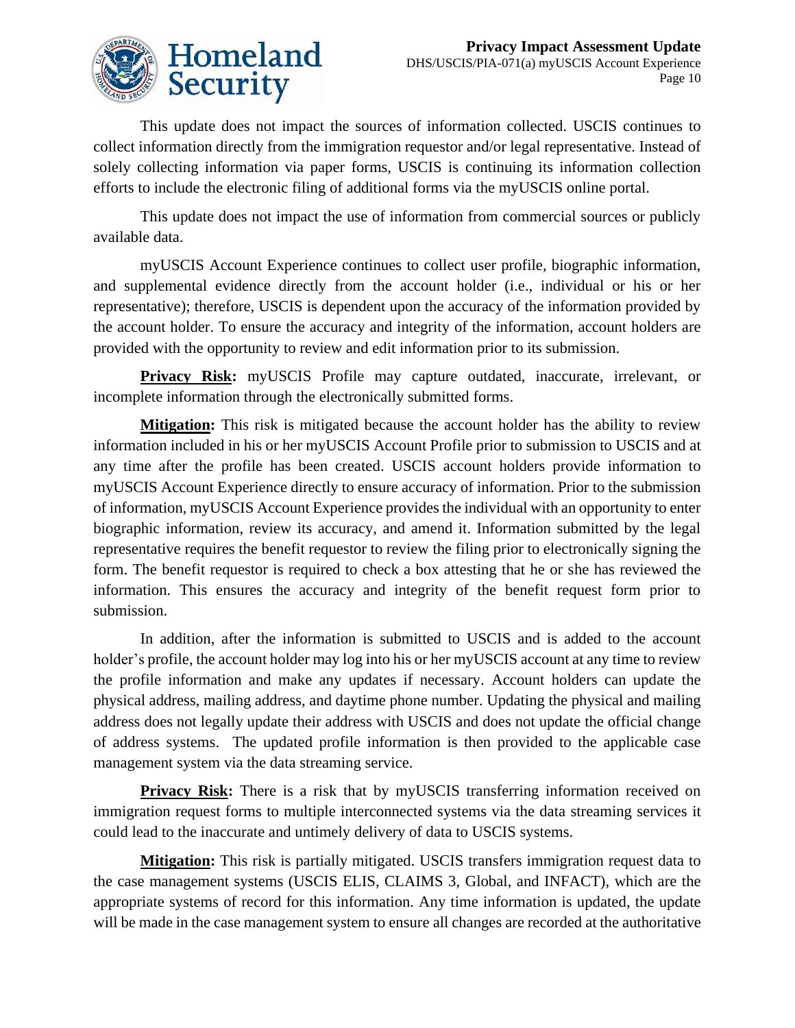This update does not impact the sources of information collected. USCIS continues to collect information directly from the immigration requestor and/or legal representative. Instead of solely collecting information via paper forms, USCIS is continuing its information collection efforts to include the electronic filing of additional forms via the myUSCIS online portal.

This update does not impact the use of information from commercial sources or publicly available data.

myUSCIS Account Experience continues to collect user profile, biographic information, and supplemental evidence directly from the account holder (i.e., individual or his or her representative); therefore, USCIS is dependent upon the accuracy of the information provided by the account holder. To ensure the accuracy and integrity of the information, account holders are provided with the opportunity to review and edit information prior to its submission.

**Privacy Risk:** myUSCIS Profile may capture outdated, inaccurate, irrelevant, or incomplete information through the electronically submitted forms.

**Mitigation:** This risk is mitigated because the account holder has the ability to review information included in his or her myUSCIS Account Profile prior to submission to USCIS and at any time after the profile has been created. USCIS account holders provide information to myUSCIS Account Experience directly to ensure accuracy of information. Prior to the submission of information, myUSCIS Account Experience provides the individual with an opportunity to enter biographic information, review its accuracy, and amend it. Information submitted by the legal representative requires the benefit requestor to review the filing prior to electronically signing the form. The benefit requestor is required to check a box attesting that he or she has reviewed the information. This ensures the accuracy and integrity of the benefit request form prior to submission.

In addition, after the information is submitted to USCIS and is added to the account holder's profile, the account holder may log into his or her myUSCIS account at any time to review the profile information and make any updates if necessary. Account holders can update the physical address, mailing address, and daytime phone number. Updating the physical and mailing address does not legally update their address with USCIS and does not update the official change of address systems. The updated profile information is then provided to the applicable case management system via the data streaming service.

**Privacy Risk:** There is a risk that by myUSCIS transferring information received on immigration request forms to multiple interconnected systems via the data streaming services it could lead to the inaccurate and untimely delivery of data to USCIS systems.

**Mitigation:** This risk is partially mitigated. USCIS transfers immigration request data to the case management systems (USCIS ELIS, CLAIMS 3, Global, and INFACT), which are the appropriate systems of record for this information. Any time information is updated, the update will be made in the case management system to ensure all changes are recorded at the authoritative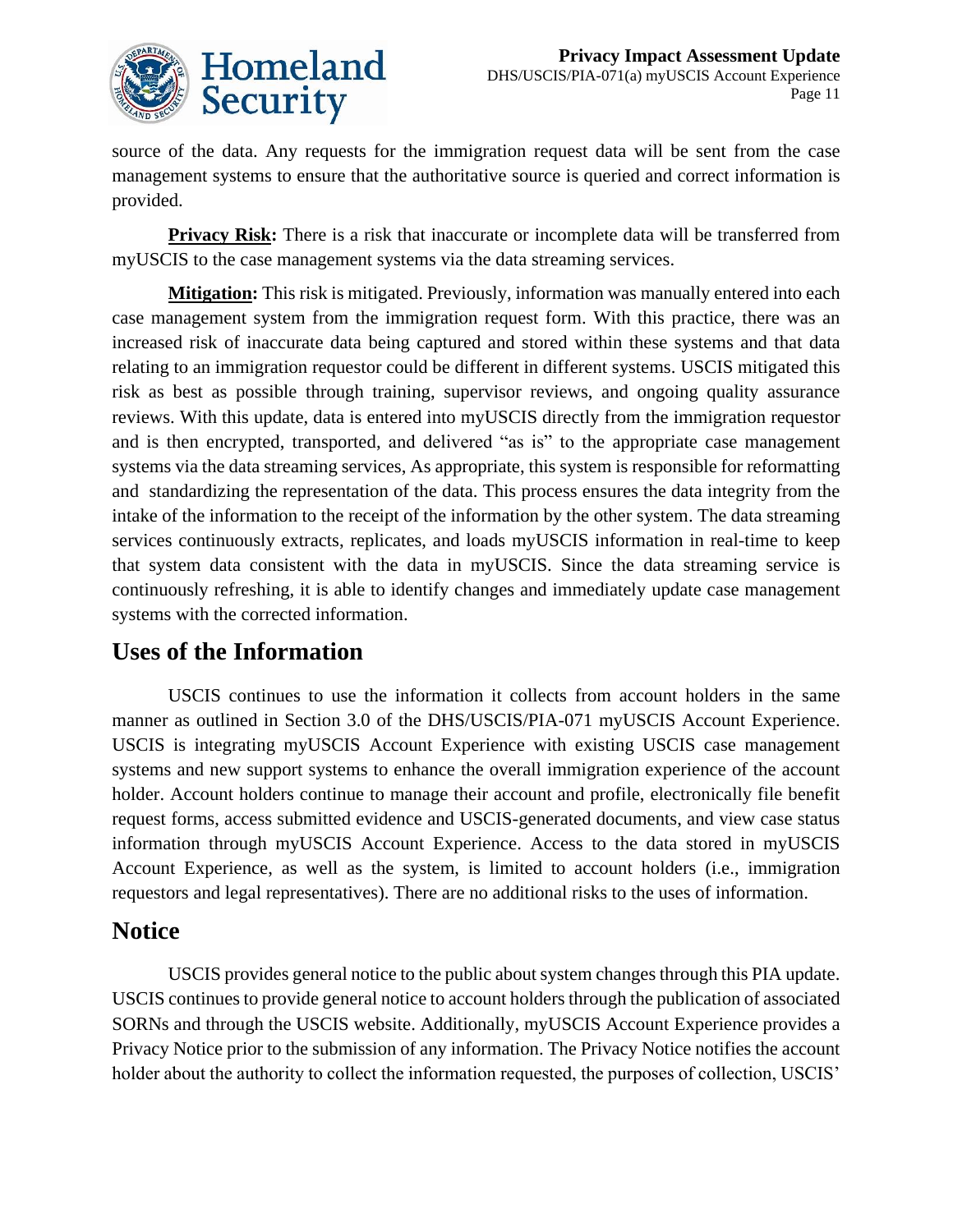source of the data. Any requests for the immigration request data will be sent from the case management systems to ensure that the authoritative source is queried and correct information is provided.

**Privacy Risk:** There is a risk that inaccurate or incomplete data will be transferred from myUSCIS to the case management systems via the data streaming services.

**Mitigation:** This risk is mitigated. Previously, information was manually entered into each case management system from the immigration request form. With this practice, there was an increased risk of inaccurate data being captured and stored within these systems and that data relating to an immigration requestor could be different in different systems. USCIS mitigated this risk as best as possible through training, supervisor reviews, and ongoing quality assurance reviews. With this update, data is entered into myUSCIS directly from the immigration requestor and is then encrypted, transported, and delivered "as is" to the appropriate case management systems via the data streaming services, As appropriate, this system is responsible for reformatting and standardizing the representation of the data. This process ensures the data integrity from the intake of the information to the receipt of the information by the other system. The data streaming services continuously extracts, replicates, and loads myUSCIS information in real-time to keep that system data consistent with the data in myUSCIS. Since the data streaming service is continuously refreshing, it is able to identify changes and immediately update case management systems with the corrected information.

## Uses of the Information

USCIS continues to use the information it collects from account holders in the same manner as outlined in Section 3.0 of the DHS/USCIS/PIA-071 myUSCIS Account Experience. USCIS is integrating myUSCIS Account Experience with existing USCIS case management systems and new support systems to enhance the overall immigration experience of the account holder. Account holders continue to manage their account and profile, electronically file benefit request forms, access submitted evidence and USCIS-generated documents, and view case status information through myUSCIS Account Experience. Access to the data stored in myUSCIS Account Experience, as well as the system, is limited to account holders (i.e., immigration requestors and legal representatives). There are no additional risks to the uses of information.

## Notice

USCIS provides general notice to the public about system changes through this PIA update. USCIS continues to provide general notice to account holders through the publication of associated SORNs and through the USCIS website. Additionally, myUSCIS Account Experience provides a Privacy Notice prior to the submission of any information. The Privacy Notice notifies the account holder about the authority to collect the information requested, the purposes of collection, USCIS'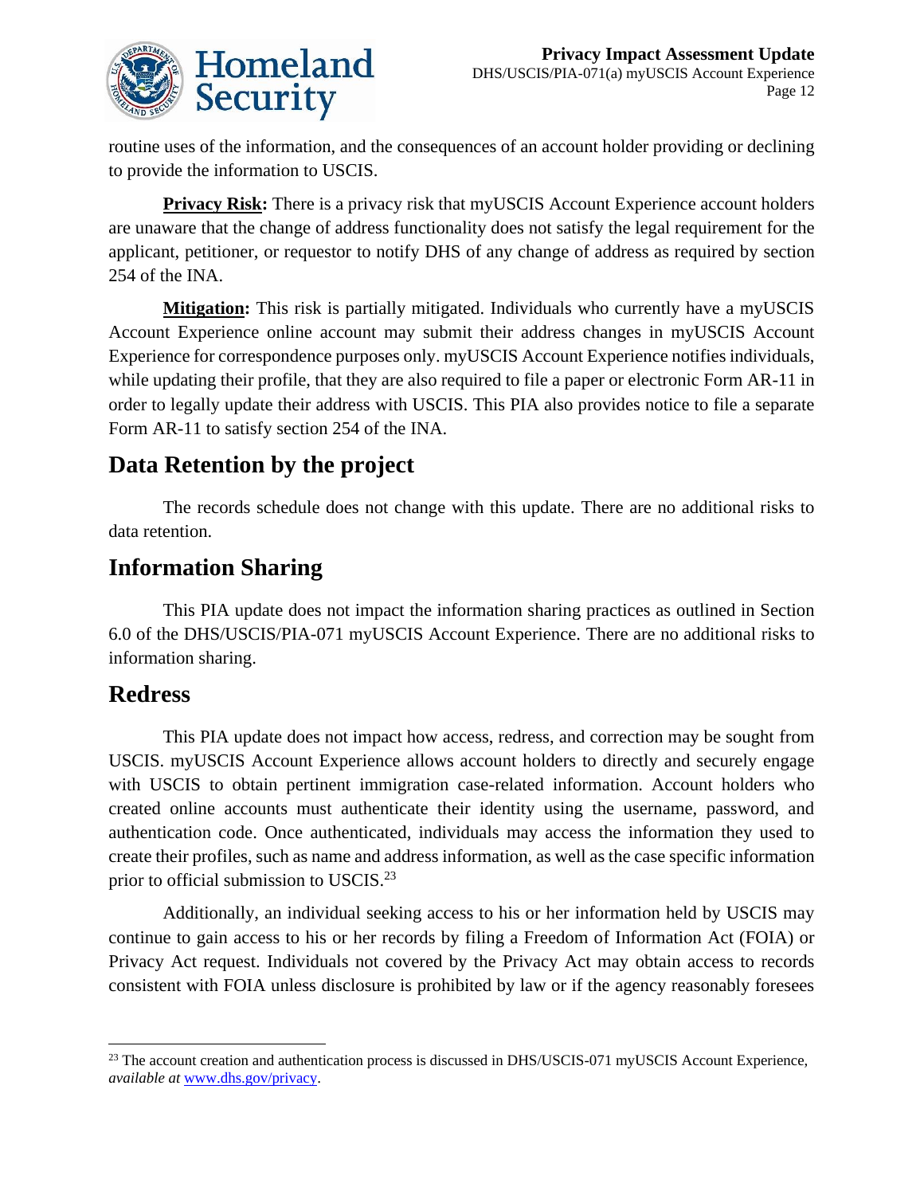routine uses of the information, and the consequences of an account holder providing or declining to provide the information to USCIS.

**Privacy Risk:** There is a privacy risk that myUSCIS Account Experience account holders are unaware that the change of address functionality does not satisfy the legal requirement for the applicant, petitioner, or requestor to notify DHS of any change of address as required by section 254 of the INA.

**Mitigation:** This risk is partially mitigated. Individuals who currently have a myUSCIS Account Experience online account may submit their address changes in myUSCIS Account Experience for correspondence purposes only. myUSCIS Account Experience notifies individuals, while updating their profile, that they are also required to file a paper or electronic Form AR-11 in order to legally update their address with USCIS. This PIA also provides notice to file a separate Form AR-11 to satisfy section 254 of the INA.

## Data Retention by the project

The records schedule does not change with this update. There are no additional risks to data retention.

## Information Sharing

This PIA update does not impact the information sharing practices as outlined in Section 6.0 of the DHS/USCIS/PIA-071 myUSCIS Account Experience. There are no additional risks to information sharing.

## Redress

This PIA update does not impact how access, redress, and correction may be sought from USCIS. myUSCIS Account Experience allows account holders to directly and securely engage with USCIS to obtain pertinent immigration case-related information. Account holders who created online accounts must authenticate their identity using the username, password, and authentication code. Once authenticated, individuals may access the information they used to create their profiles, such as name and address information, as well as the case specific information prior to official submission to USCIS.[23]

Additionally, an individual seeking access to his or her information held by USCIS may continue to gain access to his or her records by filing a Freedom of Information Act (FOIA) or Privacy Act request. Individuals not covered by the Privacy Act may obtain access to records consistent with FOIA unless disclosure is prohibited by law or if the agency reasonably foresees

[23] The account creation and authentication process is discussed in DHS/USCIS-071 myUSCIS Account Experience, *available at* www.dhs.gov/privacy.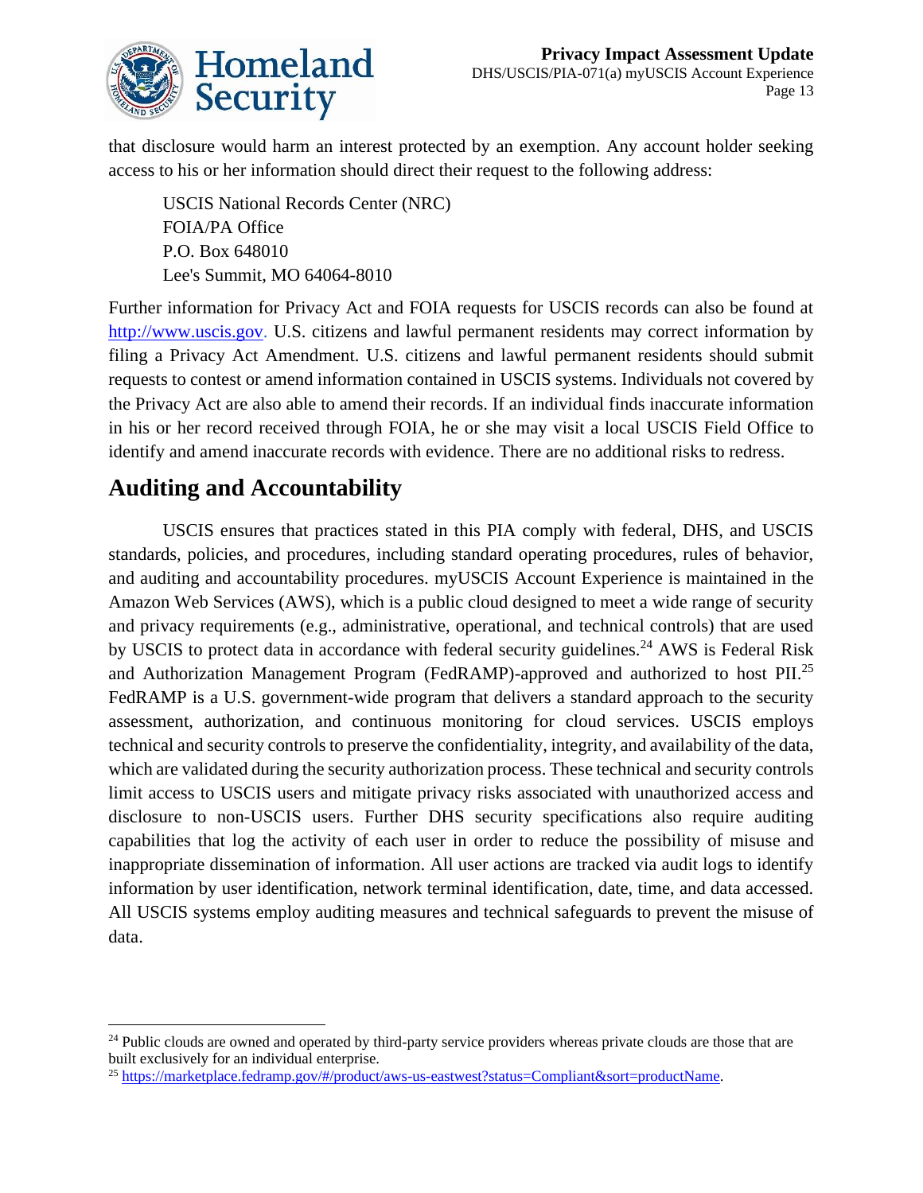that disclosure would harm an interest protected by an exemption. Any account holder seeking access to his or her information should direct their request to the following address:

USCIS National Records Center (NRC)
FOIA/PA Office
P.O. Box 648010
Lee's Summit, MO 64064-8010

Further information for Privacy Act and FOIA requests for USCIS records can also be found at http://www.uscis.gov. U.S. citizens and lawful permanent residents may correct information by filing a Privacy Act Amendment. U.S. citizens and lawful permanent residents should submit requests to contest or amend information contained in USCIS systems. Individuals not covered by the Privacy Act are also able to amend their records. If an individual finds inaccurate information in his or her record received through FOIA, he or she may visit a local USCIS Field Office to identify and amend inaccurate records with evidence. There are no additional risks to redress.

## Auditing and Accountability

USCIS ensures that practices stated in this PIA comply with federal, DHS, and USCIS standards, policies, and procedures, including standard operating procedures, rules of behavior, and auditing and accountability procedures. myUSCIS Account Experience is maintained in the Amazon Web Services (AWS), which is a public cloud designed to meet a wide range of security and privacy requirements (e.g., administrative, operational, and technical controls) that are used by USCIS to protect data in accordance with federal security guidelines.[24] AWS is Federal Risk and Authorization Management Program (FedRAMP)-approved and authorized to host PII.[25] FedRAMP is a U.S. government-wide program that delivers a standard approach to the security assessment, authorization, and continuous monitoring for cloud services. USCIS employs technical and security controls to preserve the confidentiality, integrity, and availability of the data, which are validated during the security authorization process. These technical and security controls limit access to USCIS users and mitigate privacy risks associated with unauthorized access and disclosure to non-USCIS users. Further DHS security specifications also require auditing capabilities that log the activity of each user in order to reduce the possibility of misuse and inappropriate dissemination of information. All user actions are tracked via audit logs to identify information by user identification, network terminal identification, date, time, and data accessed. All USCIS systems employ auditing measures and technical safeguards to prevent the misuse of data.

---

[24] Public clouds are owned and operated by third-party service providers whereas private clouds are those that are built exclusively for an individual enterprise.

[25] https://marketplace.fedramp.gov/#/product/aws-us-eastwest?status=Compliant&sort=productName.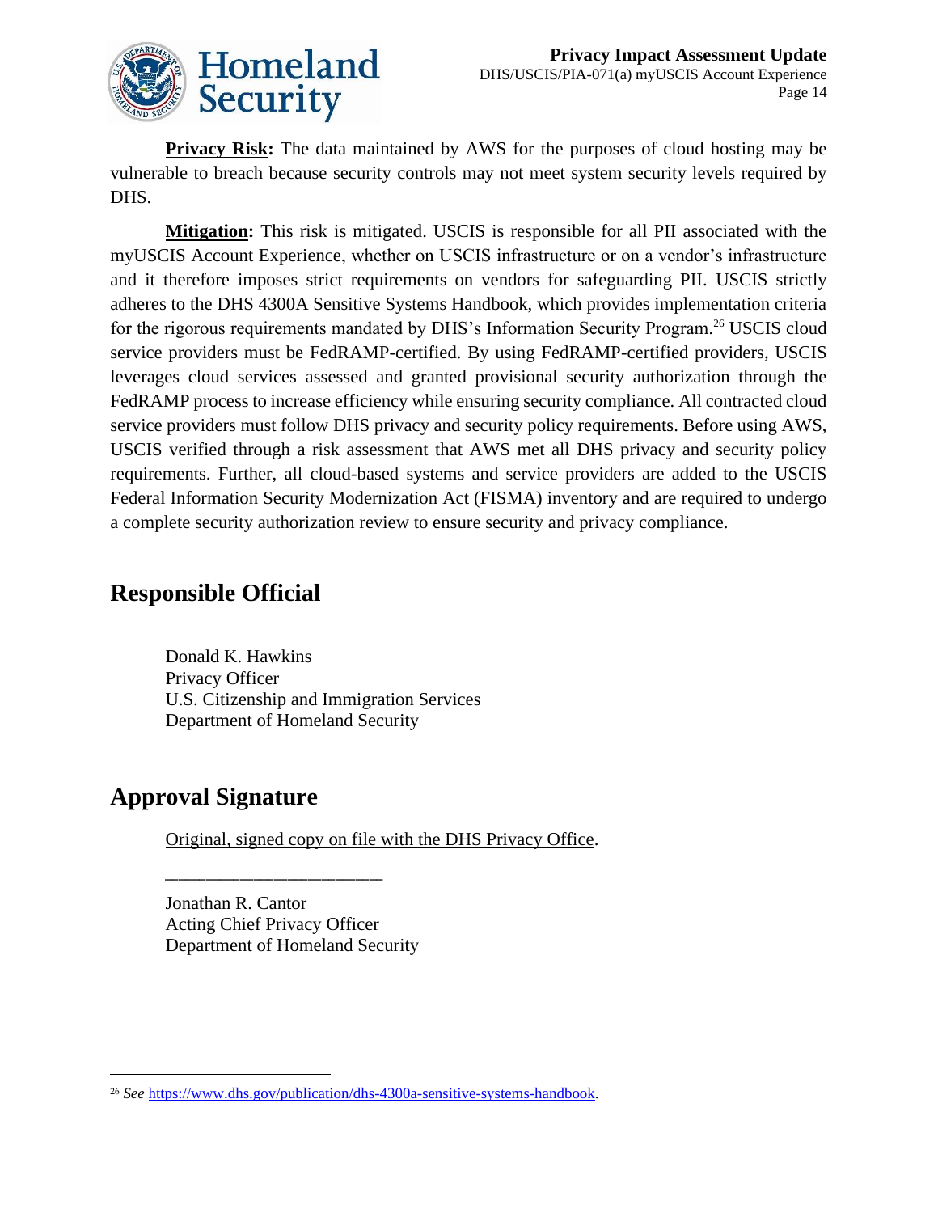**Privacy Risk:** The data maintained by AWS for the purposes of cloud hosting may be vulnerable to breach because security controls may not meet system security levels required by DHS.

**Mitigation:** This risk is mitigated. USCIS is responsible for all PII associated with the myUSCIS Account Experience, whether on USCIS infrastructure or on a vendor's infrastructure and it therefore imposes strict requirements on vendors for safeguarding PII. USCIS strictly adheres to the DHS 4300A Sensitive Systems Handbook, which provides implementation criteria for the rigorous requirements mandated by DHS's Information Security Program.[26] USCIS cloud service providers must be FedRAMP-certified. By using FedRAMP-certified providers, USCIS leverages cloud services assessed and granted provisional security authorization through the FedRAMP process to increase efficiency while ensuring security compliance. All contracted cloud service providers must follow DHS privacy and security policy requirements. Before using AWS, USCIS verified through a risk assessment that AWS met all DHS privacy and security policy requirements. Further, all cloud-based systems and service providers are added to the USCIS Federal Information Security Modernization Act (FISMA) inventory and are required to undergo a complete security authorization review to ensure security and privacy compliance.

## Responsible Official

Donald K. Hawkins
Privacy Officer
U.S. Citizenship and Immigration Services
Department of Homeland Security

## Approval Signature

Original, signed copy on file with the DHS Privacy Office.

________________________

Jonathan R. Cantor
Acting Chief Privacy Officer
Department of Homeland Security

---

[26] *See* https://www.dhs.gov/publication/dhs-4300a-sensitive-systems-handbook.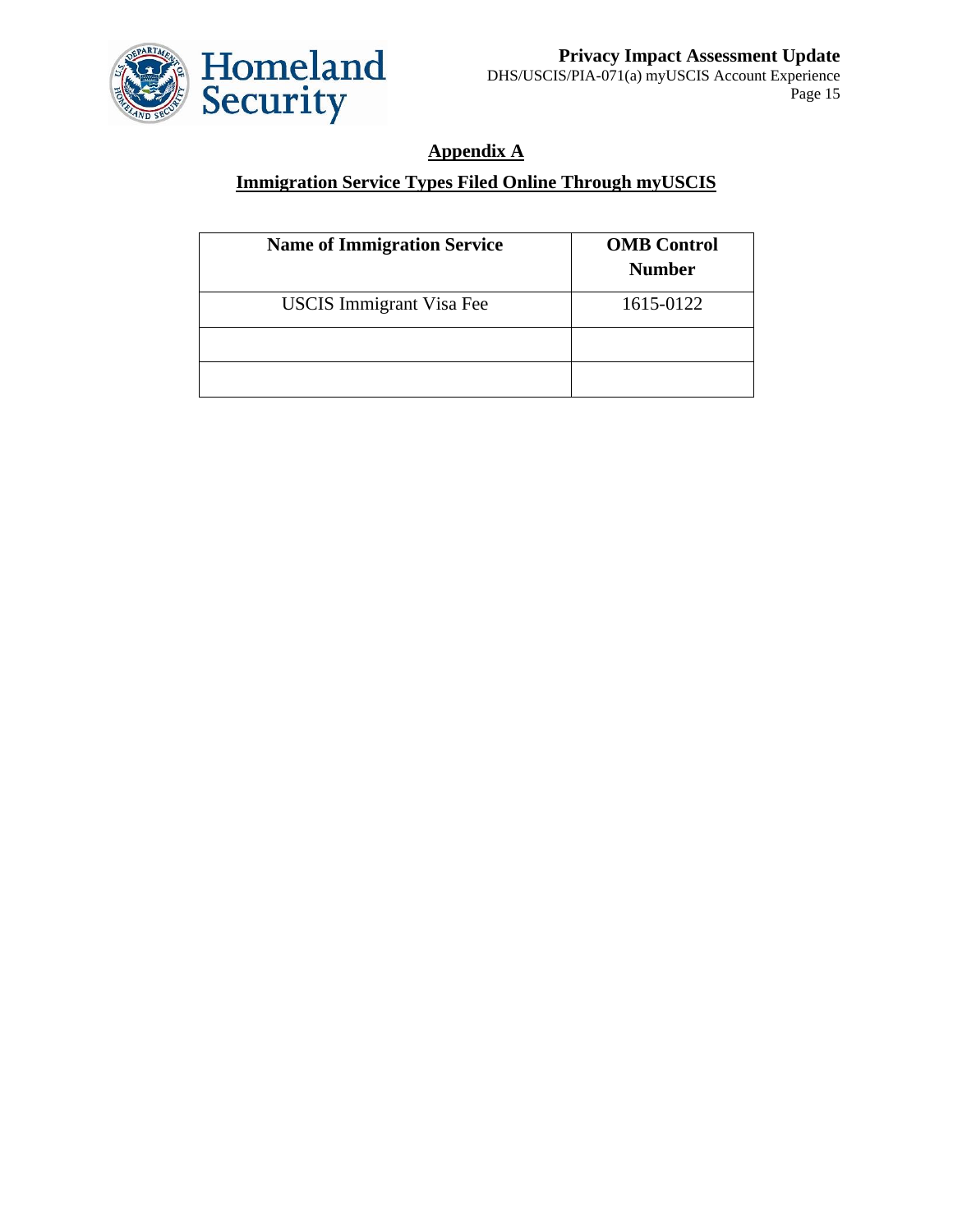## Appendix A

## Immigration Service Types Filed Online Through myUSCIS

| Name of Immigration Service | OMB Control Number |
| --- | --- |
| USCIS Immigrant Visa Fee | 1615-0122 |
| | |
| | |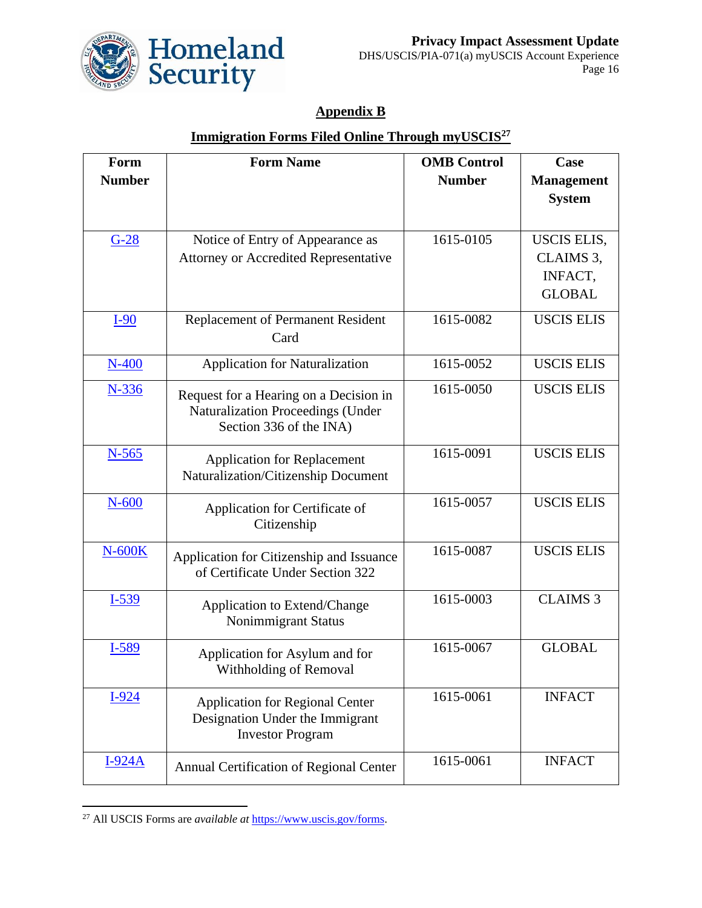## Appendix B

### Immigration Forms Filed Online Through myUSCIS[27]

| Form Number | Form Name | OMB Control Number | Case Management System |
|---|---|---|---|
| G-28 | Notice of Entry of Appearance as Attorney or Accredited Representative | 1615-0105 | USCIS ELIS, CLAIMS 3, INFACT, GLOBAL |
| I-90 | Replacement of Permanent Resident Card | 1615-0082 | USCIS ELIS |
| N-400 | Application for Naturalization | 1615-0052 | USCIS ELIS |
| N-336 | Request for a Hearing on a Decision in Naturalization Proceedings (Under Section 336 of the INA) | 1615-0050 | USCIS ELIS |
| N-565 | Application for Replacement Naturalization/Citizenship Document | 1615-0091 | USCIS ELIS |
| N-600 | Application for Certificate of Citizenship | 1615-0057 | USCIS ELIS |
| N-600K | Application for Citizenship and Issuance of Certificate Under Section 322 | 1615-0087 | USCIS ELIS |
| I-539 | Application to Extend/Change Nonimmigrant Status | 1615-0003 | CLAIMS 3 |
| I-589 | Application for Asylum and for Withholding of Removal | 1615-0067 | GLOBAL |
| I-924 | Application for Regional Center Designation Under the Immigrant Investor Program | 1615-0061 | INFACT |
| I-924A | Annual Certification of Regional Center | 1615-0061 | INFACT |

[27] All USCIS Forms are *available at* https://www.uscis.gov/forms.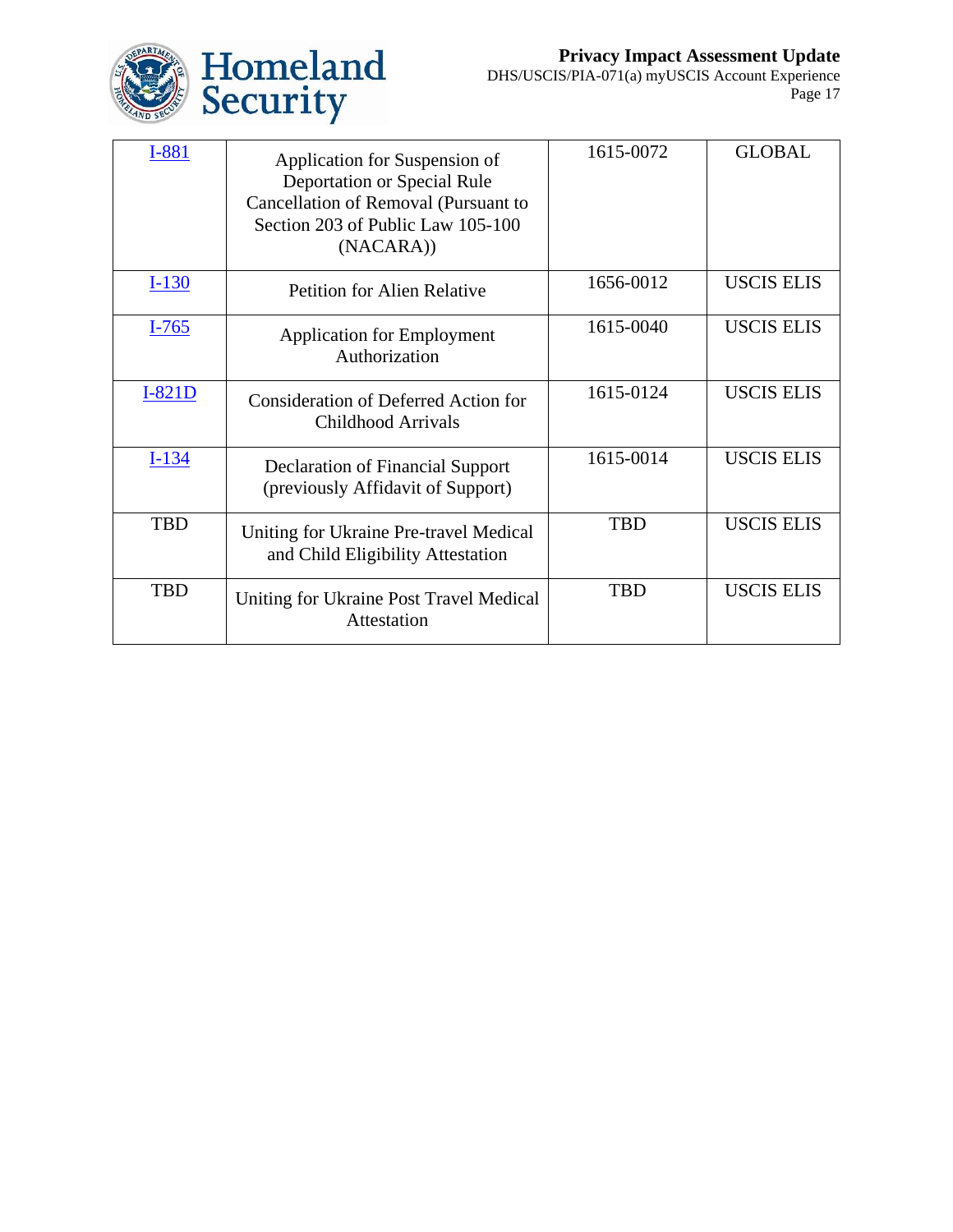| | | | |
|---|---|---|---|
| I-881 | Application for Suspension of Deportation or Special Rule Cancellation of Removal (Pursuant to Section 203 of Public Law 105-100 (NACARA)) | 1615-0072 | GLOBAL |
| I-130 | Petition for Alien Relative | 1656-0012 | USCIS ELIS |
| I-765 | Application for Employment Authorization | 1615-0040 | USCIS ELIS |
| I-821D | Consideration of Deferred Action for Childhood Arrivals | 1615-0124 | USCIS ELIS |
| I-134 | Declaration of Financial Support (previously Affidavit of Support) | 1615-0014 | USCIS ELIS |
| TBD | Uniting for Ukraine Pre-travel Medical and Child Eligibility Attestation | TBD | USCIS ELIS |
| TBD | Uniting for Ukraine Post Travel Medical Attestation | TBD | USCIS ELIS |